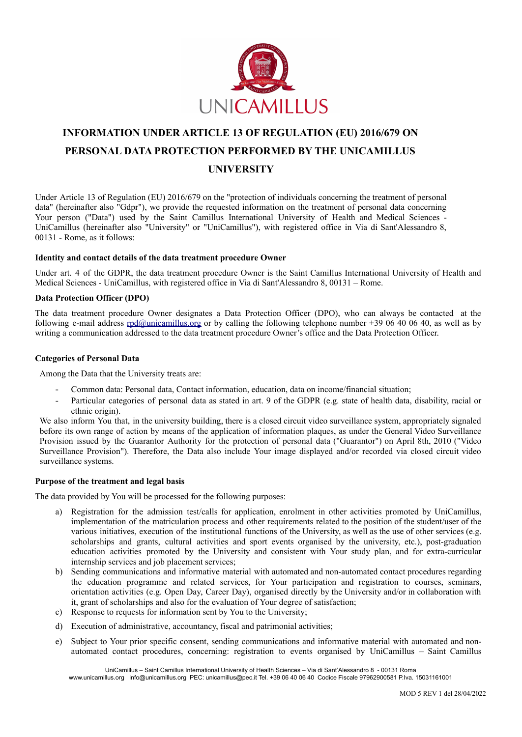# INFORMATION UNDER ARTICLE 13 OF REGULATION (EU) 2016/679 ON PERSONAL DATA PROTECTION PERFORMED BY THE UNICAMILLUS UNIVERSITY

Under Article 13 of Regulation (EU) 2016/679 on the "protection of individuals concerning the treatment of personal data" (hereinafter also "Gdpr"), we provide the requested information on the treatment of personal data concerning Your person ("Data") used by the Saint Camillus International University of Health and Medical Sciences - UniCamillus (hereinafter also "University" or "UniCamillus"), with registered office in Via di Sant'Alessandro 8, 00131 - Rome, as it follows:

**Identity and contact details of the data treatment procedure Owner**

Under art. 4 of the GDPR, the data treatment procedure Owner is the Saint Camillus International University of Health and Medical Sciences - UniCamillus, with registered office in Via di Sant'Alessandro 8, 00131 – Rome.

**Data Protection Officer (DPO)**

The data treatment procedure Owner designates a Data Protection Officer (DPO), who can always be contacted at the following e-mail address rpd@unicamillus.org or by calling the following telephone number +39 06 40 06 40, as well as by writing a communication addressed to the data treatment procedure Owner's office and the Data Protection Officer.

**Categories of Personal Data**

Among the Data that the University treats are:

- Common data: Personal data, Contact information, education, data on income/financial situation;
- Particular categories of personal data as stated in art. 9 of the GDPR (e.g. state of health data, disability, racial or ethnic origin).

We also inform You that, in the university building, there is a closed circuit video surveillance system, appropriately signaled before its own range of action by means of the application of information plaques, as under the General Video Surveillance Provision issued by the Guarantor Authority for the protection of personal data ("Guarantor") on April 8th, 2010 ("Video Surveillance Provision"). Therefore, the Data also include Your image displayed and/or recorded via closed circuit video surveillance systems.

**Purpose of the treatment and legal basis**

The data provided by You will be processed for the following purposes:

a) Registration for the admission test/calls for application, enrolment in other activities promoted by UniCamillus, implementation of the matriculation process and other requirements related to the position of the student/user of the various initiatives, execution of the institutional functions of the University, as well as the use of other services (e.g. scholarships and grants, cultural activities and sport events organised by the university, etc.), post-graduation education activities promoted by the University and consistent with Your study plan, and for extra-curricular internship services and job placement services;
b) Sending communications and informative material with automated and non-automated contact procedures regarding the education programme and related services, for Your participation and registration to courses, seminars, orientation activities (e.g. Open Day, Career Day), organised directly by the University and/or in collaboration with it, grant of scholarships and also for the evaluation of Your degree of satisfaction;
c) Response to requests for information sent by You to the University;
d) Execution of administrative, accountancy, fiscal and patrimonial activities;
e) Subject to Your prior specific consent, sending communications and informative material with automated and non-automated contact procedures, concerning: registration to events organised by UniCamillus – Saint Camillus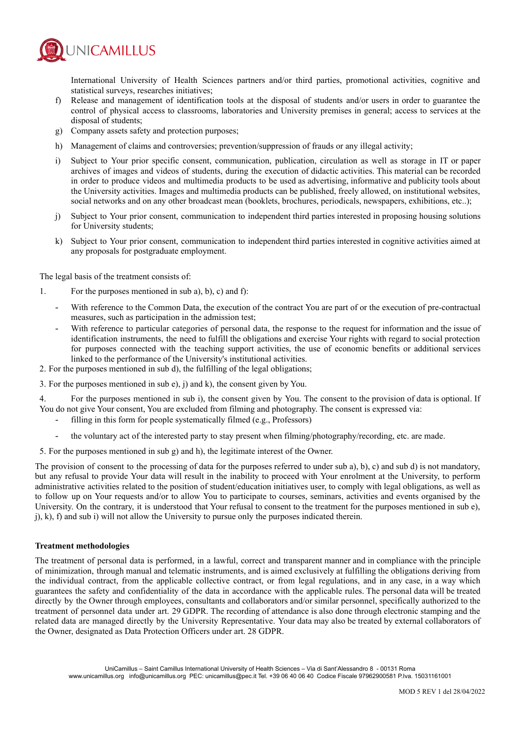International University of Health Sciences partners and/or third parties, promotional activities, cognitive and statistical surveys, researches initiatives;

f) Release and management of identification tools at the disposal of students and/or users in order to guarantee the control of physical access to classrooms, laboratories and University premises in general; access to services at the disposal of students;

g) Company assets safety and protection purposes;

h) Management of claims and controversies; prevention/suppression of frauds or any illegal activity;

i) Subject to Your prior specific consent, communication, publication, circulation as well as storage in IT or paper archives of images and videos of students, during the execution of didactic activities. This material can be recorded in order to produce videos and multimedia products to be used as advertising, informative and publicity tools about the University activities. Images and multimedia products can be published, freely allowed, on institutional websites, social networks and on any other broadcast mean (booklets, brochures, periodicals, newspapers, exhibitions, etc..);

j) Subject to Your prior consent, communication to independent third parties interested in proposing housing solutions for University students;

k) Subject to Your prior consent, communication to independent third parties interested in cognitive activities aimed at any proposals for postgraduate employment.

The legal basis of the treatment consists of:

1. For the purposes mentioned in sub a), b), c) and f):
   - With reference to the Common Data, the execution of the contract You are part of or the execution of pre-contractual measures, such as participation in the admission test;
   - With reference to particular categories of personal data, the response to the request for information and the issue of identification instruments, the need to fulfill the obligations and exercise Your rights with regard to social protection for purposes connected with the teaching support activities, the use of economic benefits or additional services linked to the performance of the University's institutional activities.
2. For the purposes mentioned in sub d), the fulfilling of the legal obligations;
3. For the purposes mentioned in sub e), j) and k), the consent given by You.
4. For the purposes mentioned in sub i), the consent given by You. The consent to the provision of data is optional. If You do not give Your consent, You are excluded from filming and photography. The consent is expressed via:
   - filling in this form for people systematically filmed (e.g., Professors)
   - the voluntary act of the interested party to stay present when filming/photography/recording, etc. are made.
5. For the purposes mentioned in sub g) and h), the legitimate interest of the Owner.

The provision of consent to the processing of data for the purposes referred to under sub a), b), c) and sub d) is not mandatory, but any refusal to provide Your data will result in the inability to proceed with Your enrolment at the University, to perform administrative activities related to the position of student/education initiatives user, to comply with legal obligations, as well as to follow up on Your requests and/or to allow You to participate to courses, seminars, activities and events organised by the University. On the contrary, it is understood that Your refusal to consent to the treatment for the purposes mentioned in sub e), j), k), f) and sub i) will not allow the University to pursue only the purposes indicated therein.

**Treatment methodologies**

The treatment of personal data is performed, in a lawful, correct and transparent manner and in compliance with the principle of minimization, through manual and telematic instruments, and is aimed exclusively at fulfilling the obligations deriving from the individual contract, from the applicable collective contract, or from legal regulations, and in any case, in a way which guarantees the safety and confidentiality of the data in accordance with the applicable rules. The personal data will be treated directly by the Owner through employees, consultants and collaborators and/or similar personnel, specifically authorized to the treatment of personnel data under art. 29 GDPR. The recording of attendance is also done through electronic stamping and the related data are managed directly by the University Representative. Your data may also be treated by external collaborators of the Owner, designated as Data Protection Officers under art. 28 GDPR.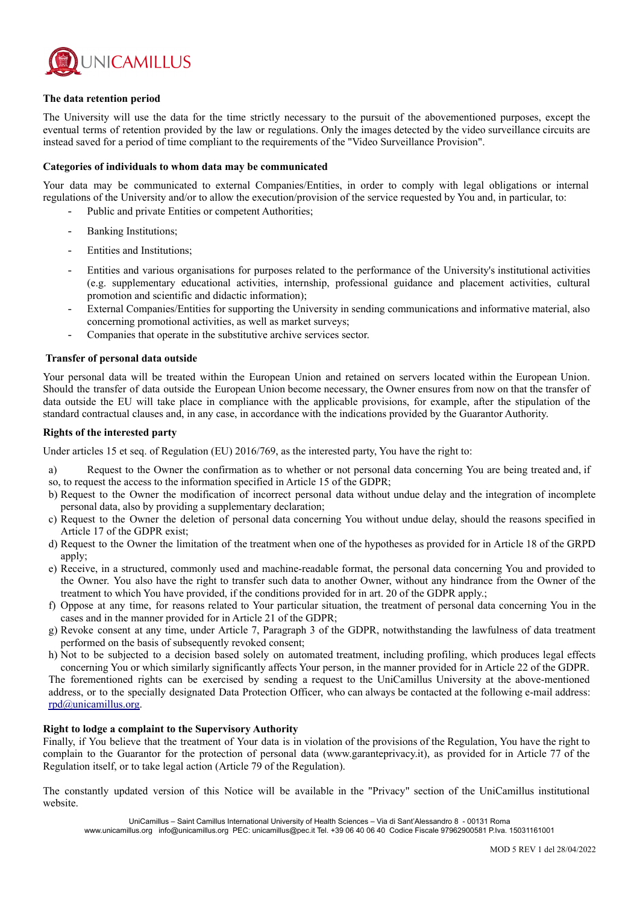## The data retention period

The University will use the data for the time strictly necessary to the pursuit of the abovementioned purposes, except the eventual terms of retention provided by the law or regulations. Only the images detected by the video surveillance circuits are instead saved for a period of time compliant to the requirements of the "Video Surveillance Provision".

## Categories of individuals to whom data may be communicated

Your data may be communicated to external Companies/Entities, in order to comply with legal obligations or internal regulations of the University and/or to allow the execution/provision of the service requested by You and, in particular, to:

- Public and private Entities or competent Authorities;
- Banking Institutions;
- Entities and Institutions;
- Entities and various organisations for purposes related to the performance of the University's institutional activities (e.g. supplementary educational activities, internship, professional guidance and placement activities, cultural promotion and scientific and didactic information);
- External Companies/Entities for supporting the University in sending communications and informative material, also concerning promotional activities, as well as market surveys;
- Companies that operate in the substitutive archive services sector.

## Transfer of personal data outside

Your personal data will be treated within the European Union and retained on servers located within the European Union. Should the transfer of data outside the European Union become necessary, the Owner ensures from now on that the transfer of data outside the EU will take place in compliance with the applicable provisions, for example, after the stipulation of the standard contractual clauses and, in any case, in accordance with the indications provided by the Guarantor Authority.

## Rights of the interested party

Under articles 15 et seq. of Regulation (EU) 2016/769, as the interested party, You have the right to:

a) Request to the Owner the confirmation as to whether or not personal data concerning You are being treated and, if so, to request the access to the information specified in Article 15 of the GDPR;
b) Request to the Owner the modification of incorrect personal data without undue delay and the integration of incomplete personal data, also by providing a supplementary declaration;
c) Request to the Owner the deletion of personal data concerning You without undue delay, should the reasons specified in Article 17 of the GDPR exist;
d) Request to the Owner the limitation of the treatment when one of the hypotheses as provided for in Article 18 of the GRPD apply;
e) Receive, in a structured, commonly used and machine-readable format, the personal data concerning You and provided to the Owner. You also have the right to transfer such data to another Owner, without any hindrance from the Owner of the treatment to which You have provided, if the conditions provided for in art. 20 of the GDPR apply.;
f) Oppose at any time, for reasons related to Your particular situation, the treatment of personal data concerning You in the cases and in the manner provided for in Article 21 of the GDPR;
g) Revoke consent at any time, under Article 7, Paragraph 3 of the GDPR, notwithstanding the lawfulness of data treatment performed on the basis of subsequently revoked consent;
h) Not to be subjected to a decision based solely on automated treatment, including profiling, which produces legal effects concerning You or which similarly significantly affects Your person, in the manner provided for in Article 22 of the GDPR.

The forementioned rights can be exercised by sending a request to the UniCamillus University at the above-mentioned address, or to the specially designated Data Protection Officer, who can always be contacted at the following e-mail address: rpd@unicamillus.org.

## Right to lodge a complaint to the Supervisory Authority

Finally, if You believe that the treatment of Your data is in violation of the provisions of the Regulation, You have the right to complain to the Guarantor for the protection of personal data (www.garanteprivacy.it), as provided for in Article 77 of the Regulation itself, or to take legal action (Article 79 of the Regulation).

The constantly updated version of this Notice will be available in the "Privacy" section of the UniCamillus institutional website.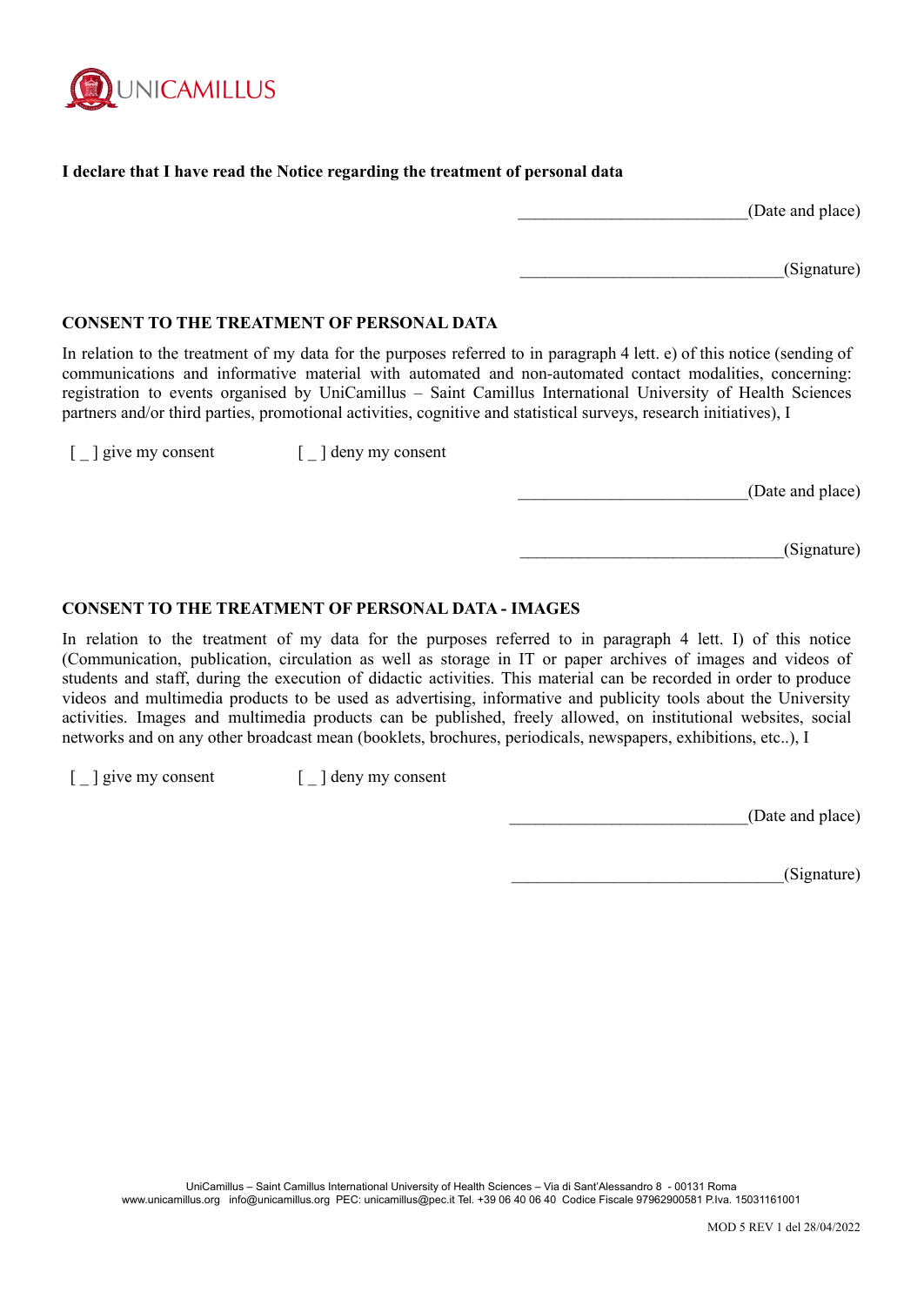**I declare that I have read the Notice regarding the treatment of personal data**

___________________________(Date and place)

_______________________________(Signature)

**CONSENT TO THE TREATMENT OF PERSONAL DATA**

In relation to the treatment of my data for the purposes referred to in paragraph 4 lett. e) of this notice (sending of communications and informative material with automated and non-automated contact modalities, concerning: registration to events organised by UniCamillus – Saint Camillus International University of Health Sciences partners and/or third parties, promotional activities, cognitive and statistical surveys, research initiatives), I

[ _ ] give my consent [ _ ] deny my consent

___________________________(Date and place)

_______________________________(Signature)

**CONSENT TO THE TREATMENT OF PERSONAL DATA - IMAGES**

In relation to the treatment of my data for the purposes referred to in paragraph 4 lett. I) of this notice (Communication, publication, circulation as well as storage in IT or paper archives of images and videos of students and staff, during the execution of didactic activities. This material can be recorded in order to produce videos and multimedia products to be used as advertising, informative and publicity tools about the University activities. Images and multimedia products can be published, freely allowed, on institutional websites, social networks and on any other broadcast mean (booklets, brochures, periodicals, newspapers, exhibitions, etc..), I

[ _ ] give my consent [ _ ] deny my consent

____________________________(Date and place)

________________________________(Signature)

UniCamillus – Saint Camillus International University of Health Sciences – Via di Sant'Alessandro 8 - 00131 Roma
www.unicamillus.org info@unicamillus.org PEC: unicamillus@pec.it Tel. +39 06 40 06 40 Codice Fiscale 97962900581 P.Iva. 15031161001

MOD 5 REV 1 del 28/04/2022